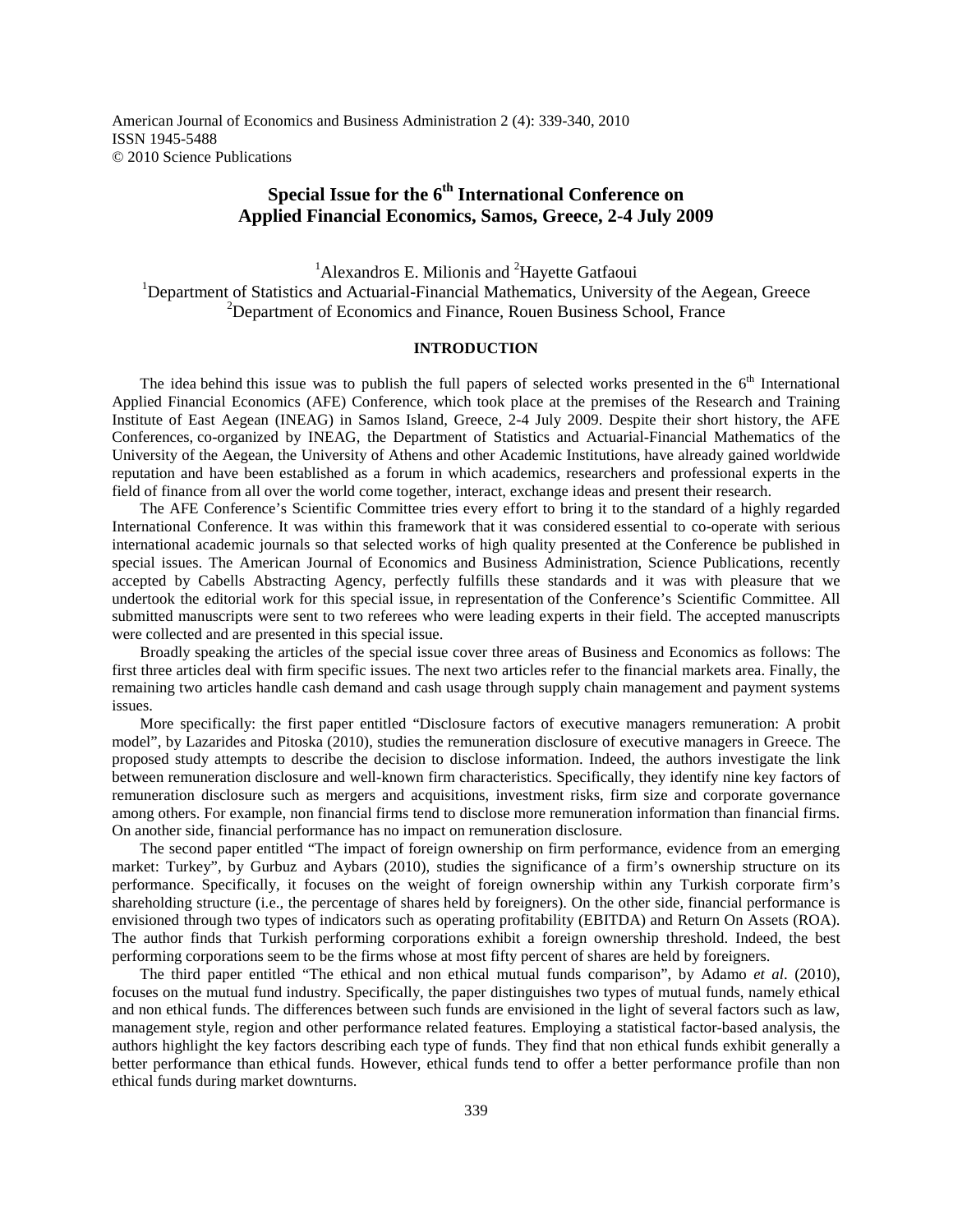American Journal of Economics and Business Administration 2 (4): 339-340, 2010
ISSN 1945-5488
© 2010 Science Publications

# Special Issue for the 6th International Conference on Applied Financial Economics, Samos, Greece, 2-4 July 2009

[1]Alexandros E. Milionis and [2]Hayette Gatfaoui

[1]Department of Statistics and Actuarial-Financial Mathematics, University of the Aegean, Greece
[2]Department of Economics and Finance, Rouen Business School, France

## INTRODUCTION

The idea behind this issue was to publish the full papers of selected works presented in the 6th International Applied Financial Economics (AFE) Conference, which took place at the premises of the Research and Training Institute of East Aegean (INEAG) in Samos Island, Greece, 2-4 July 2009. Despite their short history, the AFE Conferences, co-organized by INEAG, the Department of Statistics and Actuarial-Financial Mathematics of the University of the Aegean, the University of Athens and other Academic Institutions, have already gained worldwide reputation and have been established as a forum in which academics, researchers and professional experts in the field of finance from all over the world come together, interact, exchange ideas and present their research.

The AFE Conference's Scientific Committee tries every effort to bring it to the standard of a highly regarded International Conference. It was within this framework that it was considered essential to co-operate with serious international academic journals so that selected works of high quality presented at the Conference be published in special issues. The American Journal of Economics and Business Administration, Science Publications, recently accepted by Cabells Abstracting Agency, perfectly fulfills these standards and it was with pleasure that we undertook the editorial work for this special issue, in representation of the Conference's Scientific Committee. All submitted manuscripts were sent to two referees who were leading experts in their field. The accepted manuscripts were collected and are presented in this special issue.

Broadly speaking the articles of the special issue cover three areas of Business and Economics as follows: The first three articles deal with firm specific issues. The next two articles refer to the financial markets area. Finally, the remaining two articles handle cash demand and cash usage through supply chain management and payment systems issues.

More specifically: the first paper entitled "Disclosure factors of executive managers remuneration: A probit model", by Lazarides and Pitoska (2010), studies the remuneration disclosure of executive managers in Greece. The proposed study attempts to describe the decision to disclose information. Indeed, the authors investigate the link between remuneration disclosure and well-known firm characteristics. Specifically, they identify nine key factors of remuneration disclosure such as mergers and acquisitions, investment risks, firm size and corporate governance among others. For example, non financial firms tend to disclose more remuneration information than financial firms. On another side, financial performance has no impact on remuneration disclosure.

The second paper entitled "The impact of foreign ownership on firm performance, evidence from an emerging market: Turkey", by Gurbuz and Aybars (2010), studies the significance of a firm's ownership structure on its performance. Specifically, it focuses on the weight of foreign ownership within any Turkish corporate firm's shareholding structure (i.e., the percentage of shares held by foreigners). On the other side, financial performance is envisioned through two types of indicators such as operating profitability (EBITDA) and Return On Assets (ROA). The author finds that Turkish performing corporations exhibit a foreign ownership threshold. Indeed, the best performing corporations seem to be the firms whose at most fifty percent of shares are held by foreigners.

The third paper entitled "The ethical and non ethical mutual funds comparison", by Adamo *et al*. (2010), focuses on the mutual fund industry. Specifically, the paper distinguishes two types of mutual funds, namely ethical and non ethical funds. The differences between such funds are envisioned in the light of several factors such as law, management style, region and other performance related features. Employing a statistical factor-based analysis, the authors highlight the key factors describing each type of funds. They find that non ethical funds exhibit generally a better performance than ethical funds. However, ethical funds tend to offer a better performance profile than non ethical funds during market downturns.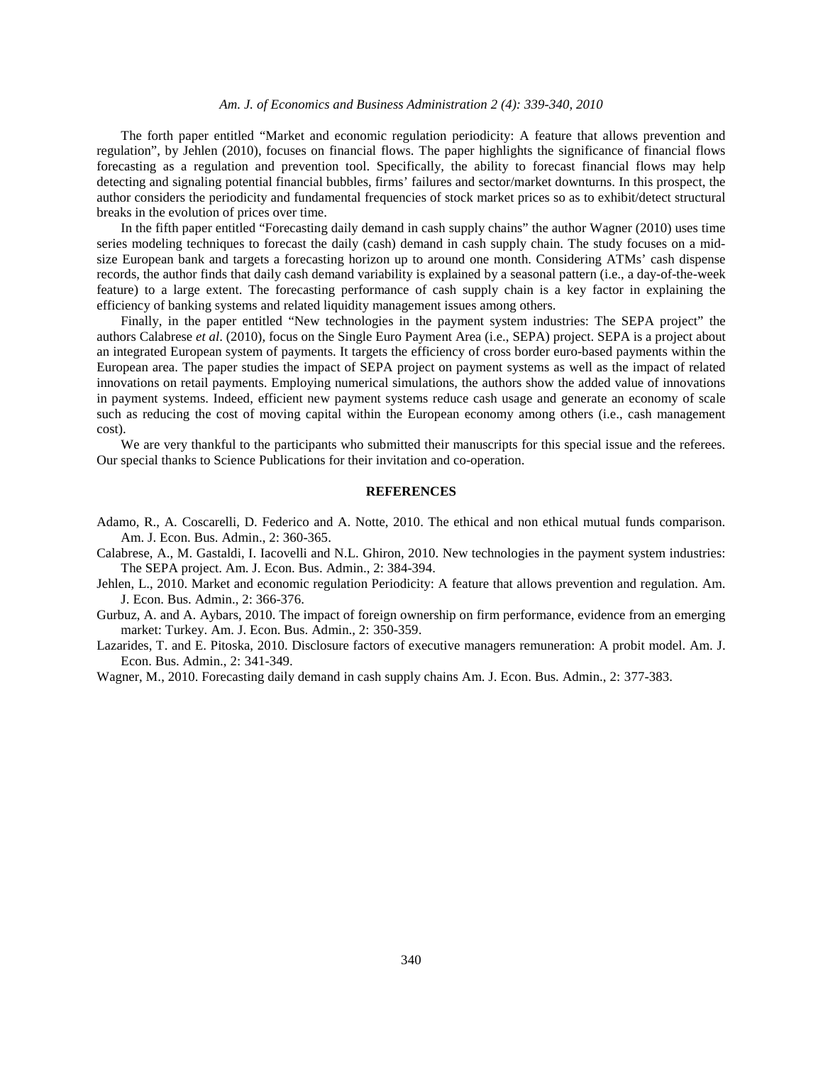The forth paper entitled "Market and economic regulation periodicity: A feature that allows prevention and regulation", by Jehlen (2010), focuses on financial flows. The paper highlights the significance of financial flows forecasting as a regulation and prevention tool. Specifically, the ability to forecast financial flows may help detecting and signaling potential financial bubbles, firms' failures and sector/market downturns. In this prospect, the author considers the periodicity and fundamental frequencies of stock market prices so as to exhibit/detect structural breaks in the evolution of prices over time.

In the fifth paper entitled "Forecasting daily demand in cash supply chains" the author Wagner (2010) uses time series modeling techniques to forecast the daily (cash) demand in cash supply chain. The study focuses on a mid-size European bank and targets a forecasting horizon up to around one month. Considering ATMs' cash dispense records, the author finds that daily cash demand variability is explained by a seasonal pattern (i.e., a day-of-the-week feature) to a large extent. The forecasting performance of cash supply chain is a key factor in explaining the efficiency of banking systems and related liquidity management issues among others.

Finally, in the paper entitled "New technologies in the payment system industries: The SEPA project" the authors Calabrese *et al*. (2010), focus on the Single Euro Payment Area (i.e., SEPA) project. SEPA is a project about an integrated European system of payments. It targets the efficiency of cross border euro-based payments within the European area. The paper studies the impact of SEPA project on payment systems as well as the impact of related innovations on retail payments. Employing numerical simulations, the authors show the added value of innovations in payment systems. Indeed, efficient new payment systems reduce cash usage and generate an economy of scale such as reducing the cost of moving capital within the European economy among others (i.e., cash management cost).

We are very thankful to the participants who submitted their manuscripts for this special issue and the referees. Our special thanks to Science Publications for their invitation and co-operation.

## REFERENCES

Adamo, R., A. Coscarelli, D. Federico and A. Notte, 2010. The ethical and non ethical mutual funds comparison. Am. J. Econ. Bus. Admin., 2: 360-365.

Calabrese, A., M. Gastaldi, I. Iacovelli and N.L. Ghiron, 2010. New technologies in the payment system industries: The SEPA project. Am. J. Econ. Bus. Admin., 2: 384-394.

Jehlen, L., 2010. Market and economic regulation Periodicity: A feature that allows prevention and regulation. Am. J. Econ. Bus. Admin., 2: 366-376.

Gurbuz, A. and A. Aybars, 2010. The impact of foreign ownership on firm performance, evidence from an emerging market: Turkey. Am. J. Econ. Bus. Admin., 2: 350-359.

Lazarides, T. and E. Pitoska, 2010. Disclosure factors of executive managers remuneration: A probit model. Am. J. Econ. Bus. Admin., 2: 341-349.

Wagner, M., 2010. Forecasting daily demand in cash supply chains Am. J. Econ. Bus. Admin., 2: 377-383.